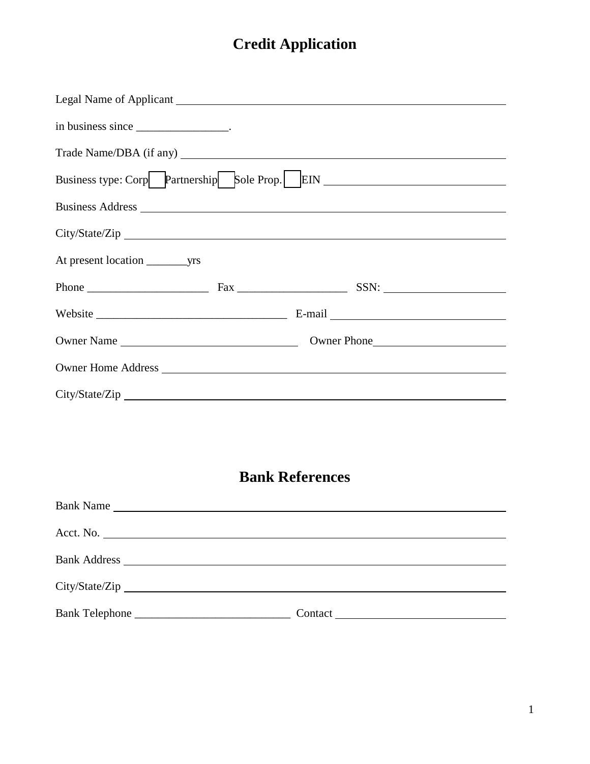# Credit Application

Legal Name of Applicant ____________________________________________

in business since ________________.

Trade Name/DBA (if any) ____________________________________________

Business type: Corp ☐ Partnership ☐ Sole Prop. ☐ EIN ____________________________

Business Address ____________________________________________

City/State/Zip ____________________________________________

At present location _______yrs

Phone _____________________ Fax ___________________ SSN: _____________________

Website _________________________________ E-mail ______________________________

Owner Name _______________________________ Owner Phone_______________________

Owner Home Address ____________________________________________

City/State/Zip ____________________________________________

# Bank References

Bank Name ____________________________________________

Acct. No. ____________________________________________

Bank Address ____________________________________________

City/State/Zip ____________________________________________

Bank Telephone ___________________________ Contact _____________________________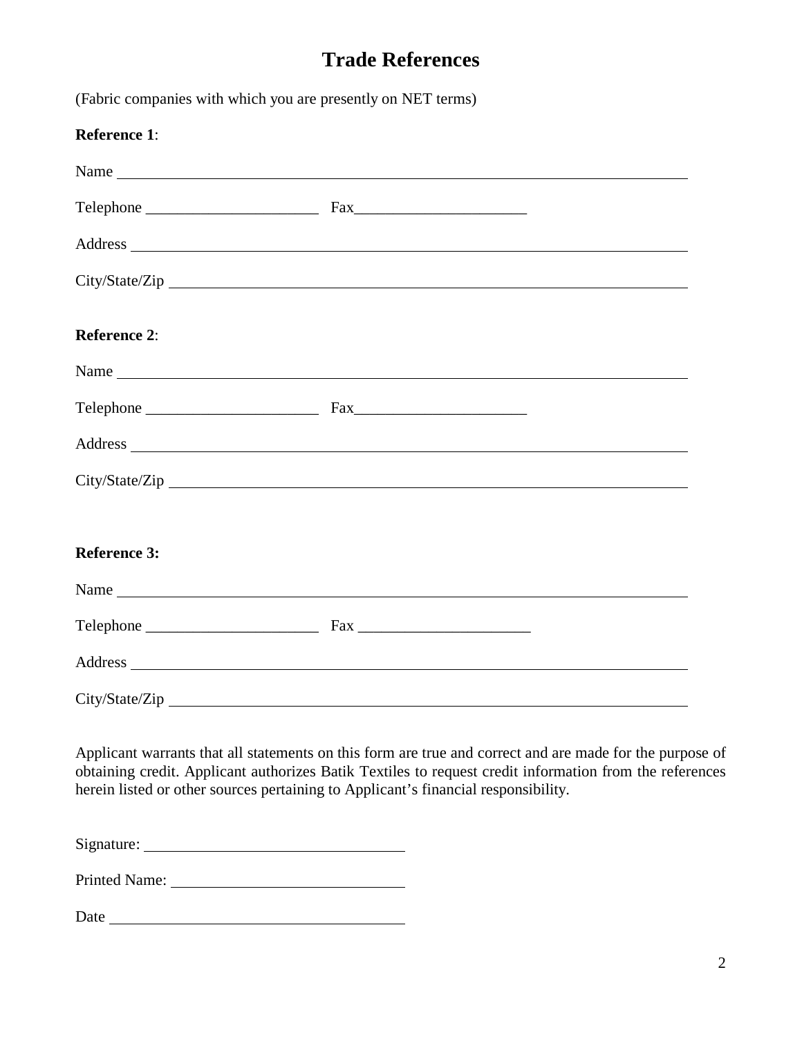# Trade References

(Fabric companies with which you are presently on NET terms)

**Reference 1**:

Name ______________________________________________________________

Telephone ______________________ Fax______________________

Address ______________________________________________________________

City/State/Zip ______________________________________________________________

**Reference 2**:

Name ______________________________________________________________

Telephone ______________________ Fax______________________

Address ______________________________________________________________

City/State/Zip ______________________________________________________________

**Reference 3:**

Name ______________________________________________________________

Telephone ______________________ Fax ______________________

Address ______________________________________________________________

City/State/Zip ______________________________________________________________

Applicant warrants that all statements on this form are true and correct and are made for the purpose of obtaining credit. Applicant authorizes Batik Textiles to request credit information from the references herein listed or other sources pertaining to Applicant's financial responsibility.

Signature: ________________________________

Printed Name: ____________________________

Date ____________________________________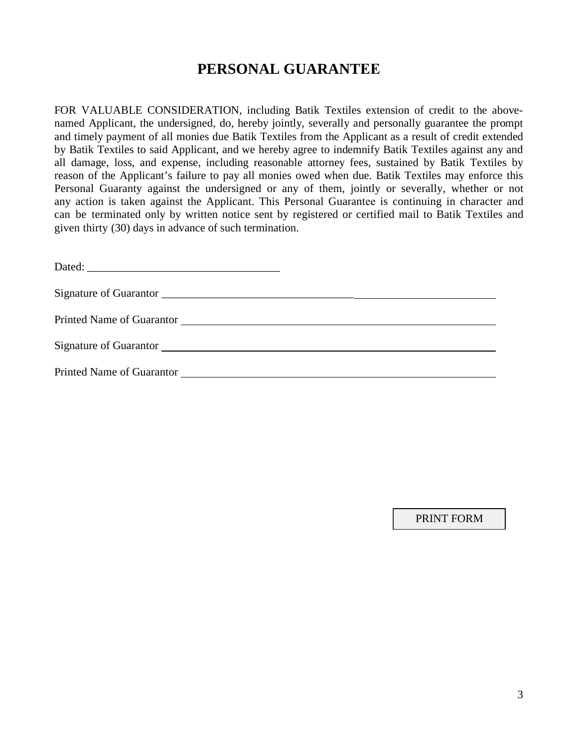# PERSONAL GUARANTEE

FOR VALUABLE CONSIDERATION, including Batik Textiles extension of credit to the above-named Applicant, the undersigned, do, hereby jointly, severally and personally guarantee the prompt and timely payment of all monies due Batik Textiles from the Applicant as a result of credit extended by Batik Textiles to said Applicant, and we hereby agree to indemnify Batik Textiles against any and all damage, loss, and expense, including reasonable attorney fees, sustained by Batik Textiles by reason of the Applicant's failure to pay all monies owed when due. Batik Textiles may enforce this Personal Guaranty against the undersigned or any of them, jointly or severally, whether or not any action is taken against the Applicant. This Personal Guarantee is continuing in character and can be terminated only by written notice sent by registered or certified mail to Batik Textiles and given thirty (30) days in advance of such termination.

Dated: ___________________________________

Signature of Guarantor ___________________________________________________________

Printed Name of Guarantor ________________________________________________________

Signature of Guarantor ___________________________________________________________

Printed Name of Guarantor ________________________________________________________

PRINT FORM